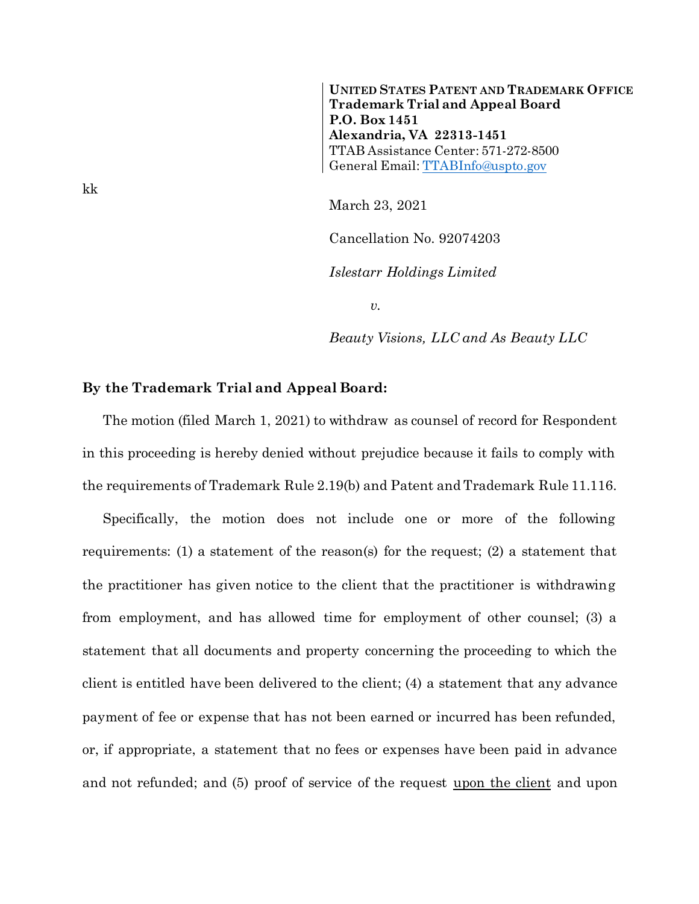**UNITED STATES PATENT AND TRADEMARK OFFICE**
**Trademark Trial and Appeal Board**
**P.O. Box 1451**
**Alexandria, VA 22313-1451**
TTAB Assistance Center: 571-272-8500
General Email: TTABInfo@uspto.gov

kk

March 23, 2021

Cancellation No. 92074203

*Islestarr Holdings Limited*

*v.*

*Beauty Visions, LLC and As Beauty LLC*

**By the Trademark Trial and Appeal Board:**

The motion (filed March 1, 2021) to withdraw as counsel of record for Respondent in this proceeding is hereby denied without prejudice because it fails to comply with the requirements of Trademark Rule 2.19(b) and Patent and Trademark Rule 11.116.

Specifically, the motion does not include one or more of the following requirements: (1) a statement of the reason(s) for the request; (2) a statement that the practitioner has given notice to the client that the practitioner is withdrawing from employment, and has allowed time for employment of other counsel; (3) a statement that all documents and property concerning the proceeding to which the client is entitled have been delivered to the client; (4) a statement that any advance payment of fee or expense that has not been earned or incurred has been refunded, or, if appropriate, a statement that no fees or expenses have been paid in advance and not refunded; and (5) proof of service of the request <u>upon the client</u> and upon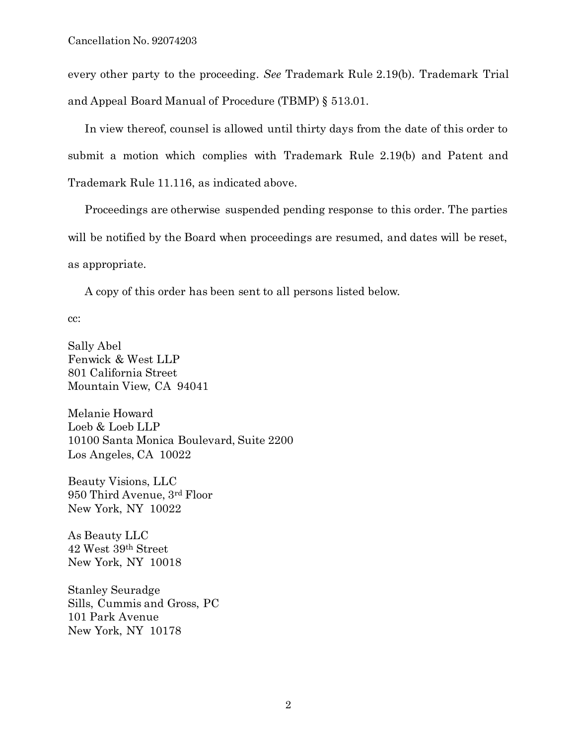every other party to the proceeding. *See* Trademark Rule 2.19(b). Trademark Trial and Appeal Board Manual of Procedure (TBMP) § 513.01.

In view thereof, counsel is allowed until thirty days from the date of this order to submit a motion which complies with Trademark Rule 2.19(b) and Patent and Trademark Rule 11.116, as indicated above.

Proceedings are otherwise suspended pending response to this order. The parties will be notified by the Board when proceedings are resumed, and dates will be reset, as appropriate.

A copy of this order has been sent to all persons listed below.

cc:

Sally Abel
Fenwick & West LLP
801 California Street
Mountain View, CA 94041

Melanie Howard
Loeb & Loeb LLP
10100 Santa Monica Boulevard, Suite 2200
Los Angeles, CA 10022

Beauty Visions, LLC
950 Third Avenue, 3rd Floor
New York, NY 10022

As Beauty LLC
42 West 39th Street
New York, NY 10018

Stanley Seuradge
Sills, Cummis and Gross, PC
101 Park Avenue
New York, NY 10178